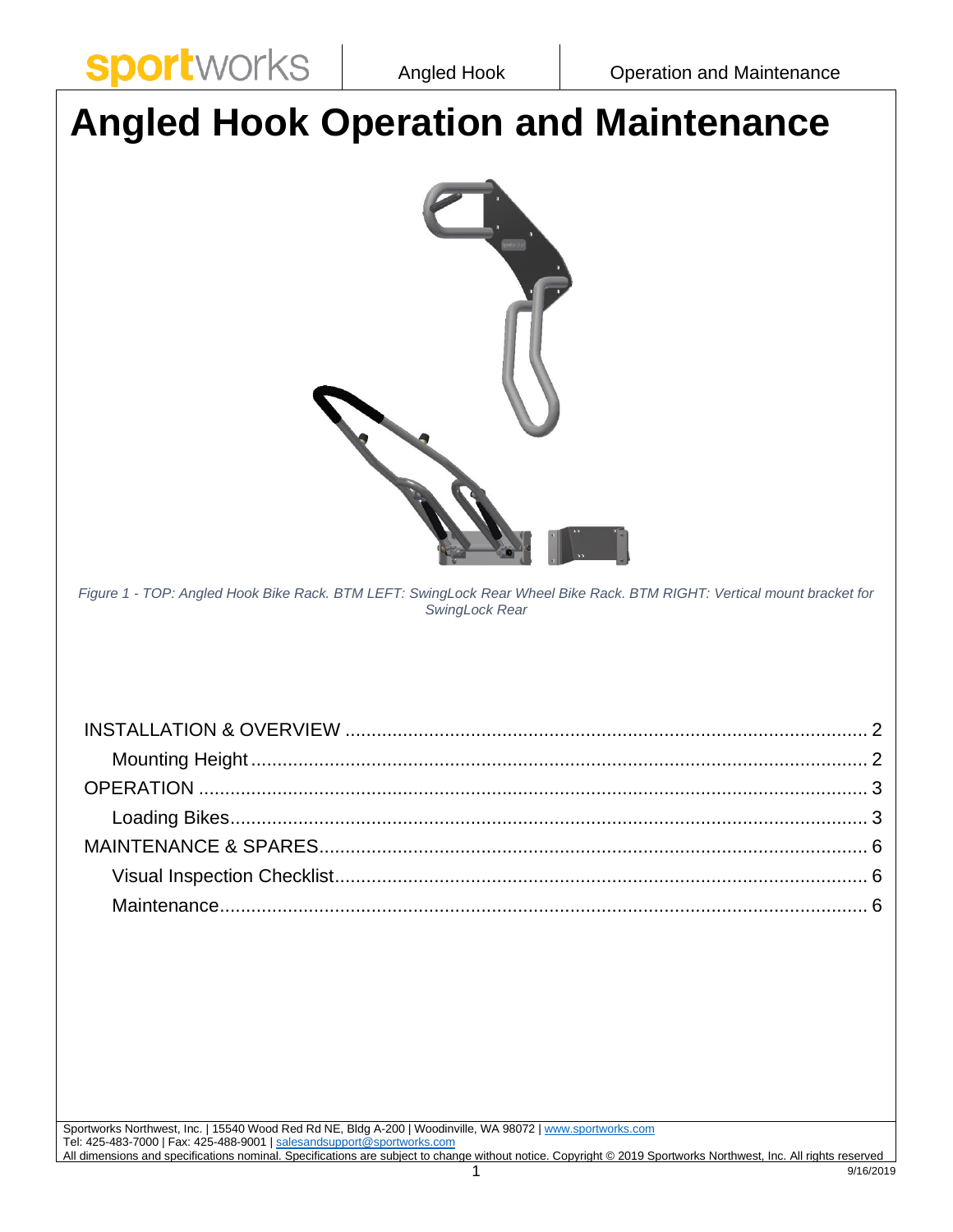# Angled Hook Operation and Maintenance

*Figure 1 - TOP: Angled Hook Bike Rack. BTM LEFT: SwingLock Rear Wheel Bike Rack. BTM RIGHT: Vertical mount bracket for SwingLock Rear*

INSTALLATION & OVERVIEW ..... 2
- Mounting Height ..... 2

OPERATION ..... 3
- Loading Bikes ..... 3

MAINTENANCE & SPARES ..... 6
- Visual Inspection Checklist ..... 6
- Maintenance ..... 6

Sportworks Northwest, Inc. | 15540 Wood Red Rd NE, Bldg A-200 | Woodinville, WA 98072 | www.sportworks.com
Tel: 425-483-7000 | Fax: 425-488-9001 | salesandsupport@sportworks.com
All dimensions and specifications nominal. Specifications are subject to change without notice. Copyright © 2019 Sportworks Northwest, Inc. All rights reserved

9/16/2019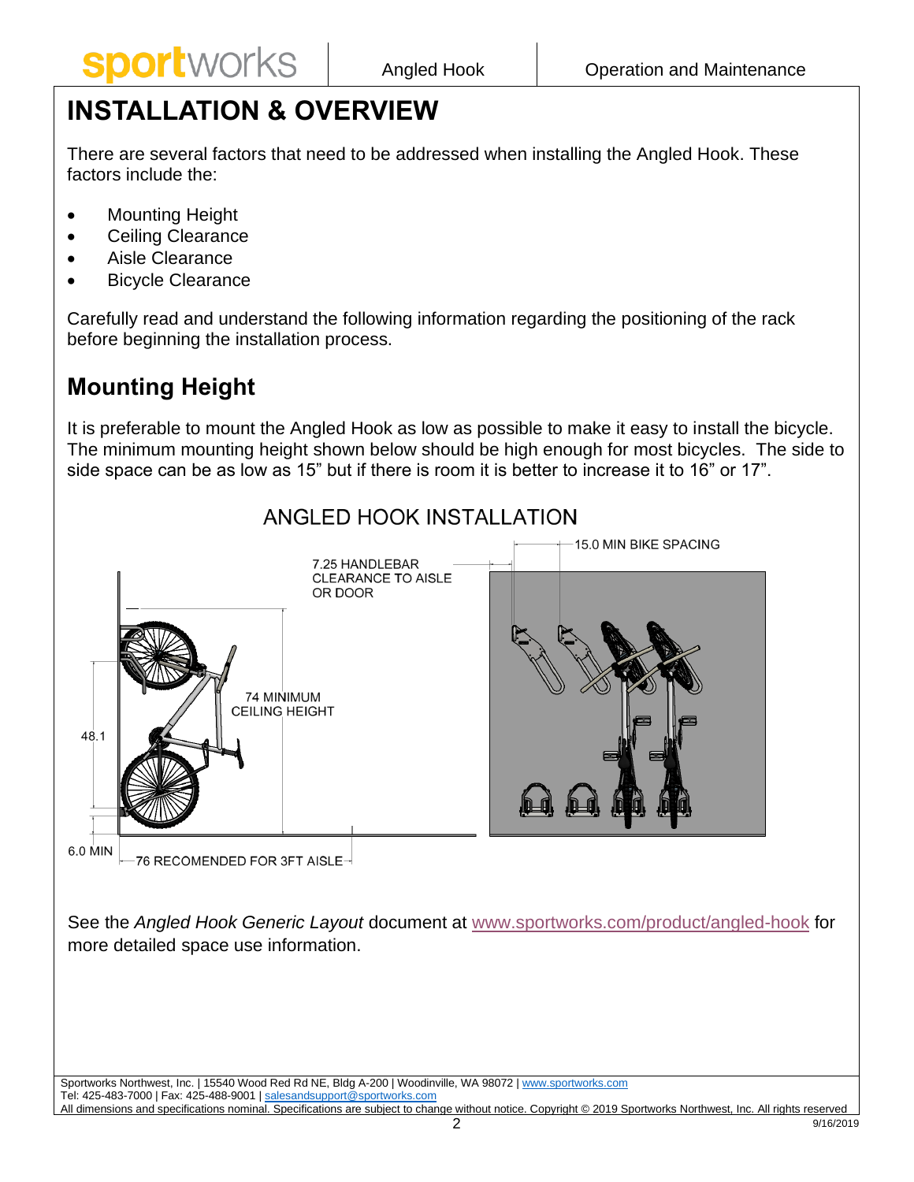# INSTALLATION & OVERVIEW

There are several factors that need to be addressed when installing the Angled Hook. These factors include the:

- Mounting Height
- Ceiling Clearance
- Aisle Clearance
- Bicycle Clearance

Carefully read and understand the following information regarding the positioning of the rack before beginning the installation process.

## Mounting Height

It is preferable to mount the Angled Hook as low as possible to make it easy to install the bicycle. The minimum mounting height shown below should be high enough for most bicycles. The side to side space can be as low as 15" but if there is room it is better to increase it to 16" or 17".

ANGLED HOOK INSTALLATION

15.0 MIN BIKE SPACING

7.25 HANDLEBAR CLEARANCE TO AISLE OR DOOR

74 MINIMUM CEILING HEIGHT

48.1

6.0 MIN

76 RECOMENDED FOR 3FT AISLE

See the *Angled Hook Generic Layout* document at www.sportworks.com/product/angled-hook for more detailed space use information.

Sportworks Northwest, Inc. | 15540 Wood Red Rd NE, Bldg A-200 | Woodinville, WA 98072 | www.sportworks.com
Tel: 425-483-7000 | Fax: 425-488-9001 | salesandsupport@sportworks.com
All dimensions and specifications nominal. Specifications are subject to change without notice. Copyright © 2019 Sportworks Northwest, Inc. All rights reserved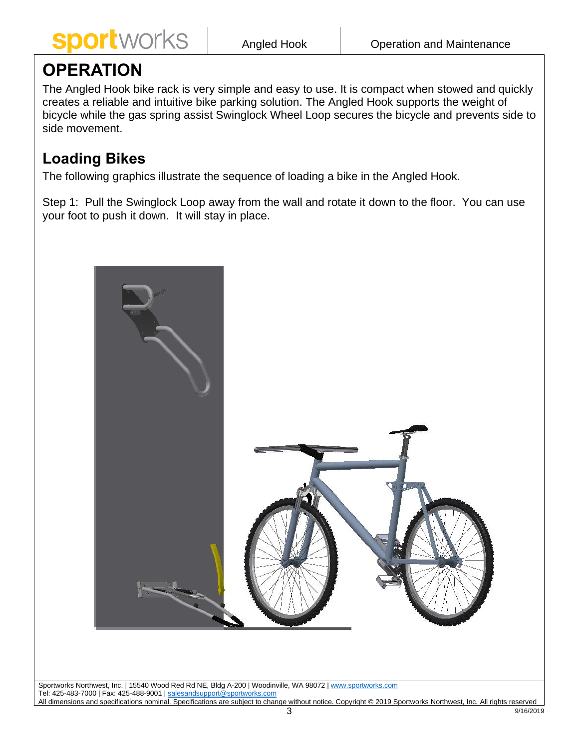# OPERATION

The Angled Hook bike rack is very simple and easy to use. It is compact when stowed and quickly creates a reliable and intuitive bike parking solution. The Angled Hook supports the weight of bicycle while the gas spring assist Swinglock Wheel Loop secures the bicycle and prevents side to side movement.

## Loading Bikes

The following graphics illustrate the sequence of loading a bike in the Angled Hook.

Step 1: Pull the Swinglock Loop away from the wall and rotate it down to the floor. You can use your foot to push it down. It will stay in place.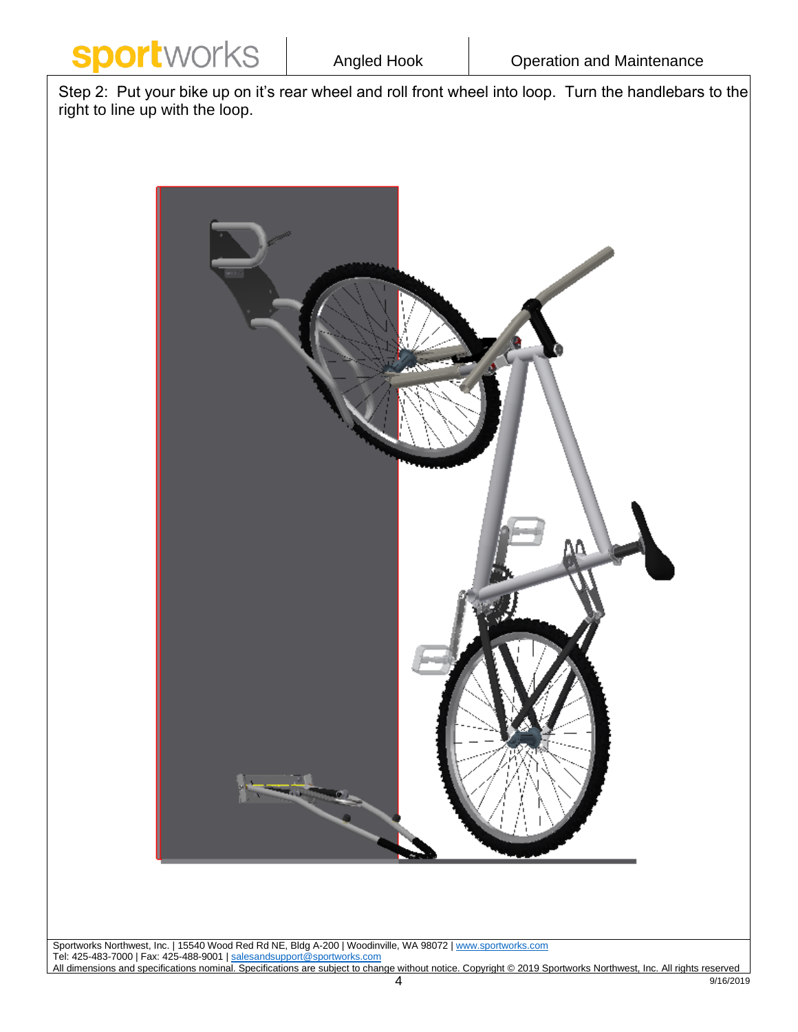Step 2: Put your bike up on it's rear wheel and roll front wheel into loop. Turn the handlebars to the right to line up with the loop.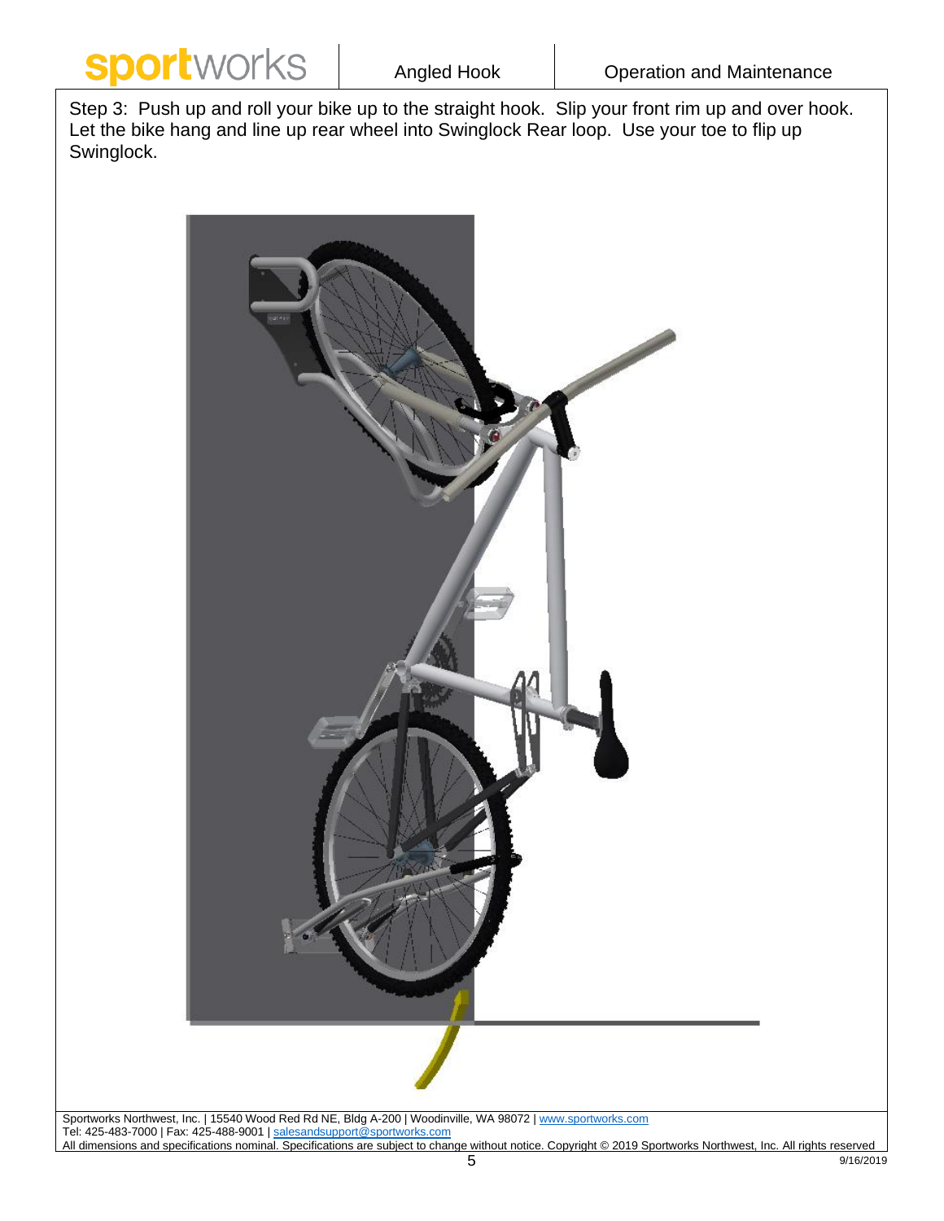Step 3: Push up and roll your bike up to the straight hook. Slip your front rim up and over hook. Let the bike hang and line up rear wheel into Swinglock Rear loop. Use your toe to flip up Swinglock.

Sportworks Northwest, Inc. | 15540 Wood Red Rd NE, Bldg A-200 | Woodinville, WA 98072 | www.sportworks.com
Tel: 425-483-7000 | Fax: 425-488-9001 | salesandsupport@sportworks.com
All dimensions and specifications nominal. Specifications are subject to change without notice. Copyright © 2019 Sportworks Northwest, Inc. All rights reserved
9/16/2019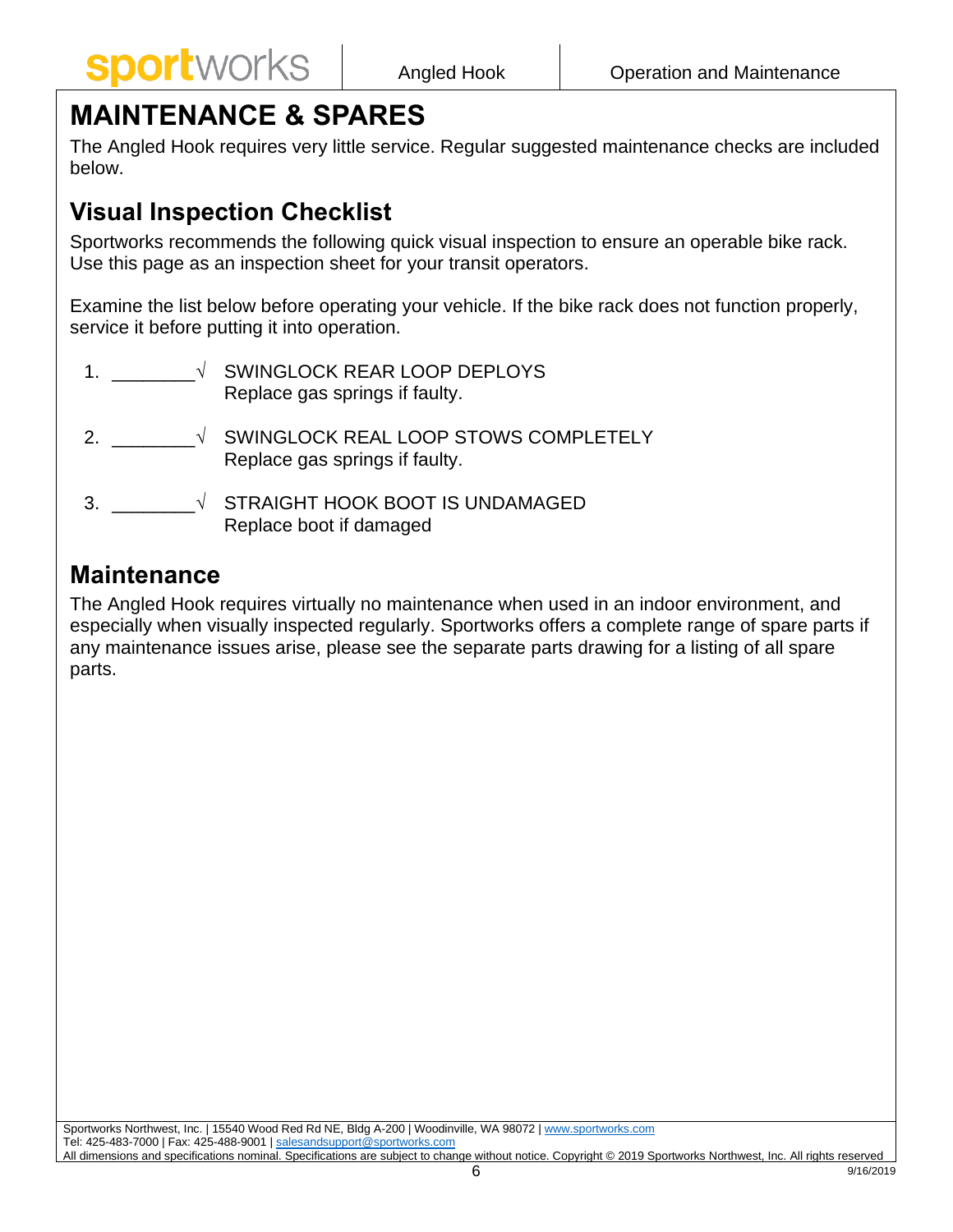# MAINTENANCE & SPARES

The Angled Hook requires very little service. Regular suggested maintenance checks are included below.

## Visual Inspection Checklist

Sportworks recommends the following quick visual inspection to ensure an operable bike rack. Use this page as an inspection sheet for your transit operators.

Examine the list below before operating your vehicle. If the bike rack does not function properly, service it before putting it into operation.

1. ________√ SWINGLOCK REAR LOOP DEPLOYS
   Replace gas springs if faulty.
2. ________√ SWINGLOCK REAL LOOP STOWS COMPLETELY
   Replace gas springs if faulty.
3. ________√ STRAIGHT HOOK BOOT IS UNDAMAGED
   Replace boot if damaged

## Maintenance

The Angled Hook requires virtually no maintenance when used in an indoor environment, and especially when visually inspected regularly. Sportworks offers a complete range of spare parts if any maintenance issues arise, please see the separate parts drawing for a listing of all spare parts.